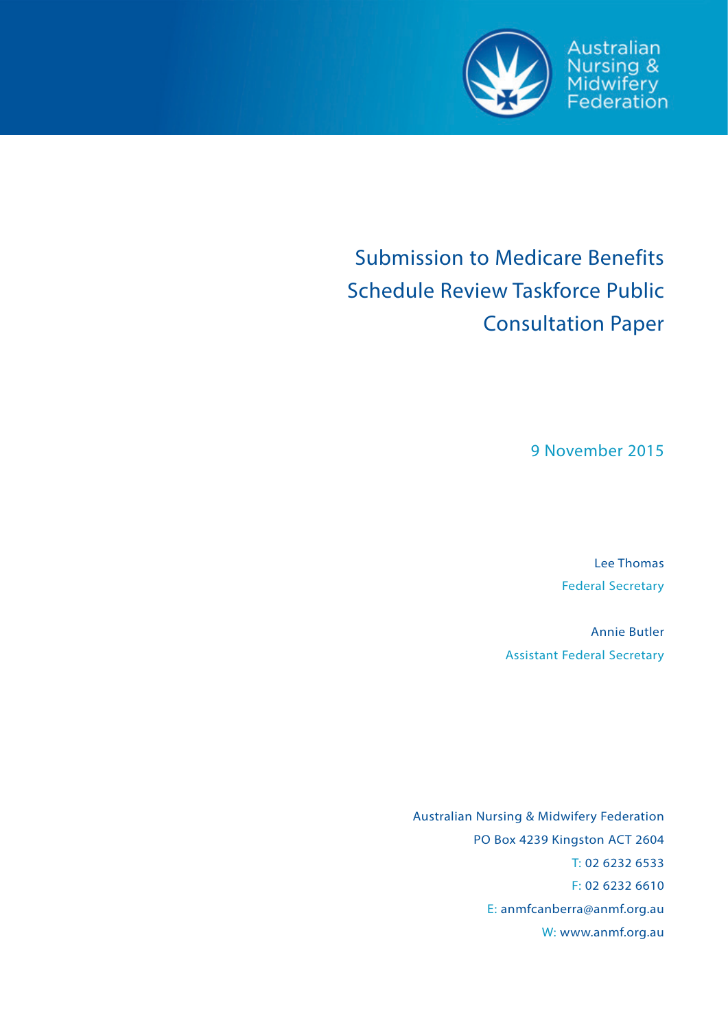Australian Nursing & Midwifery Federation

# Submission to Medicare Benefits Schedule Review Taskforce Public Consultation Paper

9 November 2015

Lee Thomas
Federal Secretary

Annie Butler
Assistant Federal Secretary

Australian Nursing & Midwifery Federation
PO Box 4239 Kingston ACT 2604
T: 02 6232 6533
F: 02 6232 6610
E: anmfcanberra@anmf.org.au
W: www.anmf.org.au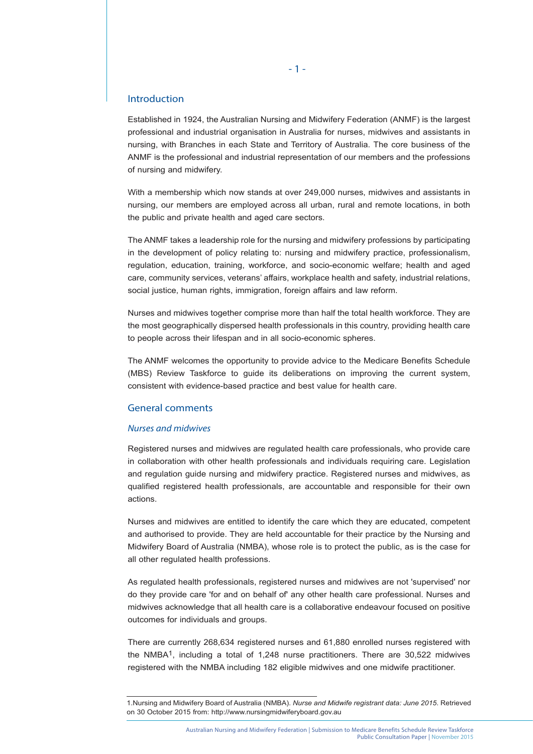## Introduction

Established in 1924, the Australian Nursing and Midwifery Federation (ANMF) is the largest professional and industrial organisation in Australia for nurses, midwives and assistants in nursing, with Branches in each State and Territory of Australia. The core business of the ANMF is the professional and industrial representation of our members and the professions of nursing and midwifery.

With a membership which now stands at over 249,000 nurses, midwives and assistants in nursing, our members are employed across all urban, rural and remote locations, in both the public and private health and aged care sectors.

The ANMF takes a leadership role for the nursing and midwifery professions by participating in the development of policy relating to: nursing and midwifery practice, professionalism, regulation, education, training, workforce, and socio-economic welfare; health and aged care, community services, veterans' affairs, workplace health and safety, industrial relations, social justice, human rights, immigration, foreign affairs and law reform.

Nurses and midwives together comprise more than half the total health workforce. They are the most geographically dispersed health professionals in this country, providing health care to people across their lifespan and in all socio-economic spheres.

The ANMF welcomes the opportunity to provide advice to the Medicare Benefits Schedule (MBS) Review Taskforce to guide its deliberations on improving the current system, consistent with evidence-based practice and best value for health care.

## General comments

### *Nurses and midwives*

Registered nurses and midwives are regulated health care professionals, who provide care in collaboration with other health professionals and individuals requiring care. Legislation and regulation guide nursing and midwifery practice. Registered nurses and midwives, as qualified registered health professionals, are accountable and responsible for their own actions.

Nurses and midwives are entitled to identify the care which they are educated, competent and authorised to provide. They are held accountable for their practice by the Nursing and Midwifery Board of Australia (NMBA), whose role is to protect the public, as is the case for all other regulated health professions.

As regulated health professionals, registered nurses and midwives are not 'supervised' nor do they provide care 'for and on behalf of' any other health care professional. Nurses and midwives acknowledge that all health care is a collaborative endeavour focused on positive outcomes for individuals and groups.

There are currently 268,634 registered nurses and 61,880 enrolled nurses registered with the NMBA[1], including a total of 1,248 nurse practitioners. There are 30,522 midwives registered with the NMBA including 182 eligible midwives and one midwife practitioner.

---

1. Nursing and Midwifery Board of Australia (NMBA). *Nurse and Midwife registrant data: June 2015.* Retrieved on 30 October 2015 from: http://www.nursingmidwiferyboard.gov.au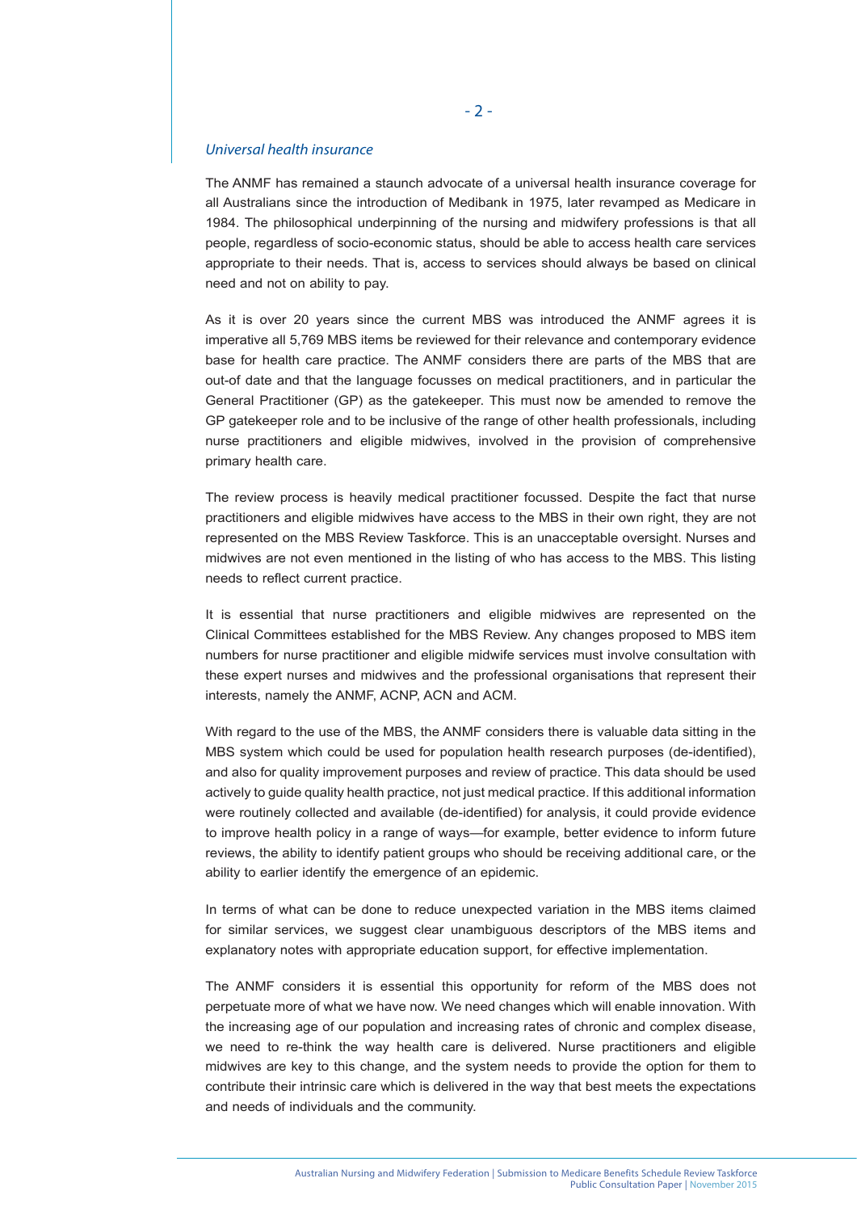*Universal health insurance*

The ANMF has remained a staunch advocate of a universal health insurance coverage for all Australians since the introduction of Medibank in 1975, later revamped as Medicare in 1984. The philosophical underpinning of the nursing and midwifery professions is that all people, regardless of socio-economic status, should be able to access health care services appropriate to their needs. That is, access to services should always be based on clinical need and not on ability to pay.

As it is over 20 years since the current MBS was introduced the ANMF agrees it is imperative all 5,769 MBS items be reviewed for their relevance and contemporary evidence base for health care practice. The ANMF considers there are parts of the MBS that are out-of date and that the language focusses on medical practitioners, and in particular the General Practitioner (GP) as the gatekeeper. This must now be amended to remove the GP gatekeeper role and to be inclusive of the range of other health professionals, including nurse practitioners and eligible midwives, involved in the provision of comprehensive primary health care.

The review process is heavily medical practitioner focussed. Despite the fact that nurse practitioners and eligible midwives have access to the MBS in their own right, they are not represented on the MBS Review Taskforce. This is an unacceptable oversight. Nurses and midwives are not even mentioned in the listing of who has access to the MBS. This listing needs to reflect current practice.

It is essential that nurse practitioners and eligible midwives are represented on the Clinical Committees established for the MBS Review. Any changes proposed to MBS item numbers for nurse practitioner and eligible midwife services must involve consultation with these expert nurses and midwives and the professional organisations that represent their interests, namely the ANMF, ACNP, ACN and ACM.

With regard to the use of the MBS, the ANMF considers there is valuable data sitting in the MBS system which could be used for population health research purposes (de-identified), and also for quality improvement purposes and review of practice. This data should be used actively to guide quality health practice, not just medical practice. If this additional information were routinely collected and available (de-identified) for analysis, it could provide evidence to improve health policy in a range of ways—for example, better evidence to inform future reviews, the ability to identify patient groups who should be receiving additional care, or the ability to earlier identify the emergence of an epidemic.

In terms of what can be done to reduce unexpected variation in the MBS items claimed for similar services, we suggest clear unambiguous descriptors of the MBS items and explanatory notes with appropriate education support, for effective implementation.

The ANMF considers it is essential this opportunity for reform of the MBS does not perpetuate more of what we have now. We need changes which will enable innovation. With the increasing age of our population and increasing rates of chronic and complex disease, we need to re-think the way health care is delivered. Nurse practitioners and eligible midwives are key to this change, and the system needs to provide the option for them to contribute their intrinsic care which is delivered in the way that best meets the expectations and needs of individuals and the community.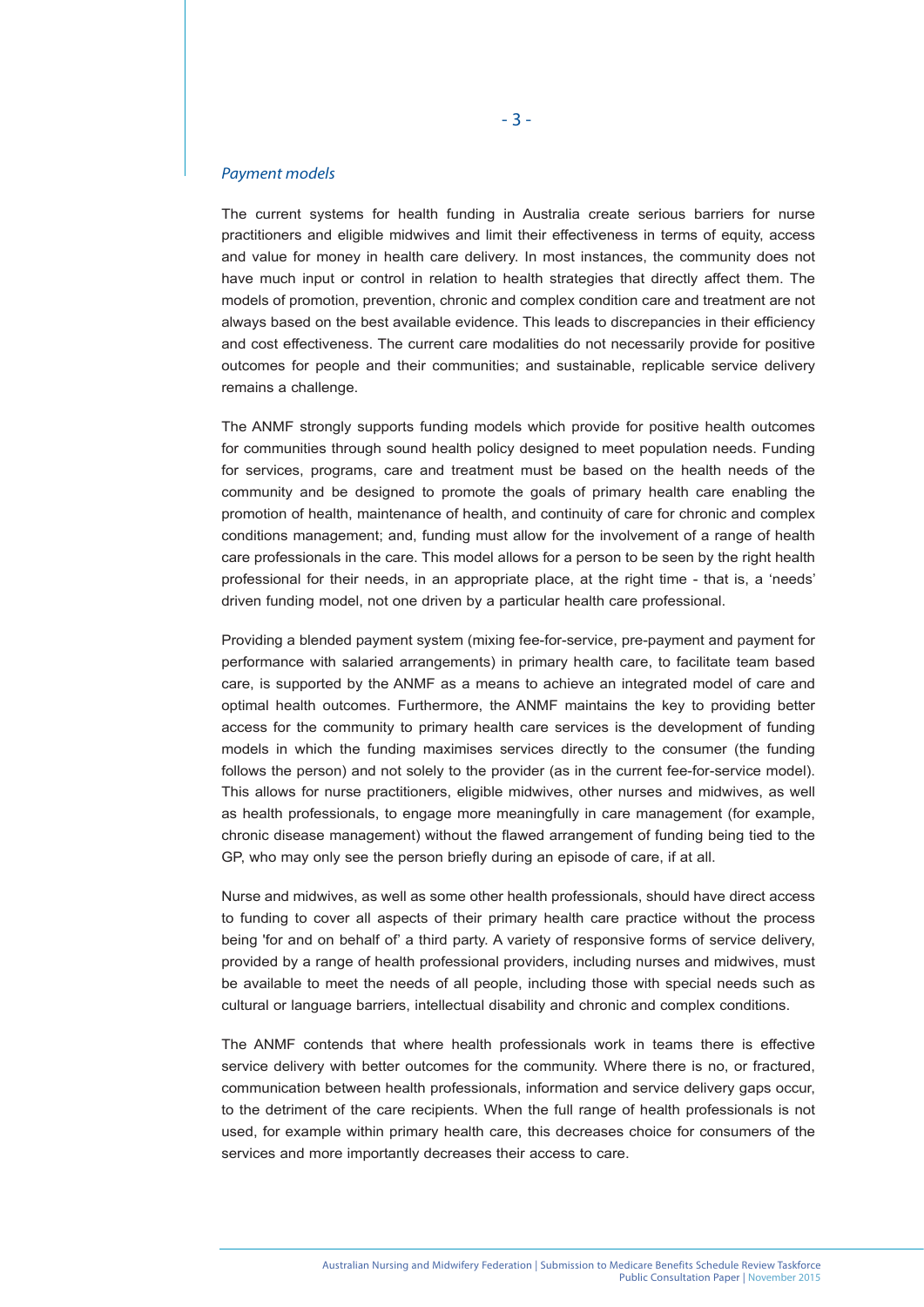*Payment models*

The current systems for health funding in Australia create serious barriers for nurse practitioners and eligible midwives and limit their effectiveness in terms of equity, access and value for money in health care delivery. In most instances, the community does not have much input or control in relation to health strategies that directly affect them. The models of promotion, prevention, chronic and complex condition care and treatment are not always based on the best available evidence. This leads to discrepancies in their efficiency and cost effectiveness. The current care modalities do not necessarily provide for positive outcomes for people and their communities; and sustainable, replicable service delivery remains a challenge.

The ANMF strongly supports funding models which provide for positive health outcomes for communities through sound health policy designed to meet population needs. Funding for services, programs, care and treatment must be based on the health needs of the community and be designed to promote the goals of primary health care enabling the promotion of health, maintenance of health, and continuity of care for chronic and complex conditions management; and, funding must allow for the involvement of a range of health care professionals in the care. This model allows for a person to be seen by the right health professional for their needs, in an appropriate place, at the right time - that is, a 'needs' driven funding model, not one driven by a particular health care professional.

Providing a blended payment system (mixing fee-for-service, pre-payment and payment for performance with salaried arrangements) in primary health care, to facilitate team based care, is supported by the ANMF as a means to achieve an integrated model of care and optimal health outcomes. Furthermore, the ANMF maintains the key to providing better access for the community to primary health care services is the development of funding models in which the funding maximises services directly to the consumer (the funding follows the person) and not solely to the provider (as in the current fee-for-service model). This allows for nurse practitioners, eligible midwives, other nurses and midwives, as well as health professionals, to engage more meaningfully in care management (for example, chronic disease management) without the flawed arrangement of funding being tied to the GP, who may only see the person briefly during an episode of care, if at all.

Nurse and midwives, as well as some other health professionals, should have direct access to funding to cover all aspects of their primary health care practice without the process being 'for and on behalf of' a third party. A variety of responsive forms of service delivery, provided by a range of health professional providers, including nurses and midwives, must be available to meet the needs of all people, including those with special needs such as cultural or language barriers, intellectual disability and chronic and complex conditions.

The ANMF contends that where health professionals work in teams there is effective service delivery with better outcomes for the community. Where there is no, or fractured, communication between health professionals, information and service delivery gaps occur, to the detriment of the care recipients. When the full range of health professionals is not used, for example within primary health care, this decreases choice for consumers of the services and more importantly decreases their access to care.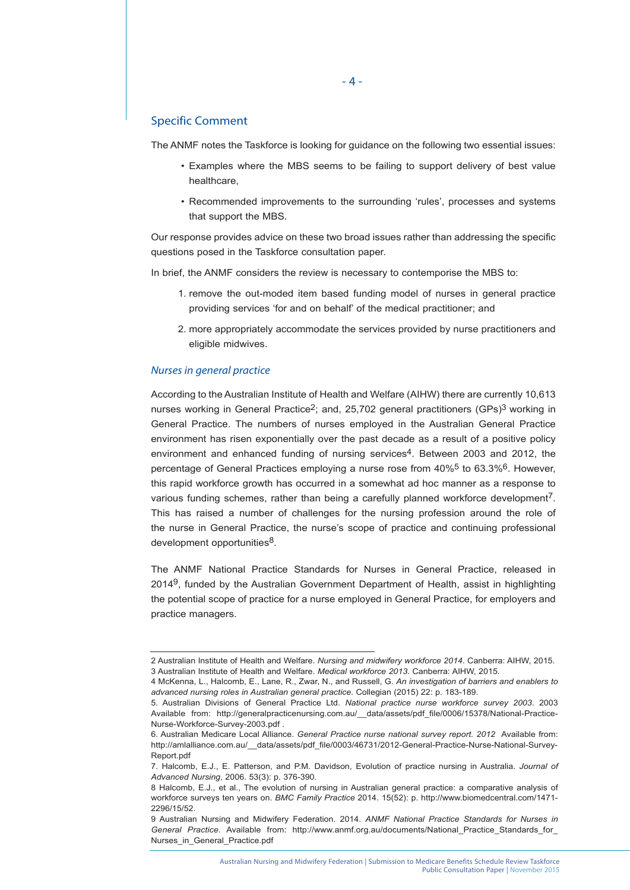## Specific Comment

The ANMF notes the Taskforce is looking for guidance on the following two essential issues:

- Examples where the MBS seems to be failing to support delivery of best value healthcare,
- Recommended improvements to the surrounding 'rules', processes and systems that support the MBS.

Our response provides advice on these two broad issues rather than addressing the specific questions posed in the Taskforce consultation paper.

In brief, the ANMF considers the review is necessary to contemporise the MBS to:

1. remove the out-moded item based funding model of nurses in general practice providing services 'for and on behalf' of the medical practitioner; and
2. more appropriately accommodate the services provided by nurse practitioners and eligible midwives.

### *Nurses in general practice*

According to the Australian Institute of Health and Welfare (AIHW) there are currently 10,613 nurses working in General Practice[2]; and, 25,702 general practitioners (GPs)[3] working in General Practice. The numbers of nurses employed in the Australian General Practice environment has risen exponentially over the past decade as a result of a positive policy environment and enhanced funding of nursing services[4]. Between 2003 and 2012, the percentage of General Practices employing a nurse rose from 40%[5] to 63.3%[6]. However, this rapid workforce growth has occurred in a somewhat ad hoc manner as a response to various funding schemes, rather than being a carefully planned workforce development[7]. This has raised a number of challenges for the nursing profession around the role of the nurse in General Practice, the nurse's scope of practice and continuing professional development opportunities[8].

The ANMF National Practice Standards for Nurses in General Practice, released in 2014[9], funded by the Australian Government Department of Health, assist in highlighting the potential scope of practice for a nurse employed in General Practice, for employers and practice managers.

---

2 Australian Institute of Health and Welfare. *Nursing and midwifery workforce 2014*. Canberra: AIHW, 2015.

3 Australian Institute of Health and Welfare. *Medical workforce 2013*. Canberra: AIHW, 2015.

4 McKenna, L., Halcomb, E., Lane, R., Zwar, N., and Russell, G. *An investigation of barriers and enablers to advanced nursing roles in Australian general practice*. Collegian (2015) 22: p. 183-189.

5. Australian Divisions of General Practice Ltd. *National practice nurse workforce survey 2003*. 2003 Available from: http://generalpracticenursing.com.au/__data/assets/pdf_file/0006/15378/National-Practice-Nurse-Workforce-Survey-2003.pdf .

6. Australian Medicare Local Alliance. *General Practice nurse national survey report. 2012* Available from: http://amlalliance.com.au/__data/assets/pdf_file/0003/46731/2012-General-Practice-Nurse-National-Survey-Report.pdf

7. Halcomb, E.J., E. Patterson, and P.M. Davidson, Evolution of practice nursing in Australia. *Journal of Advanced Nursing*, 2006. 53(3): p. 376-390.

8 Halcomb, E.J., et al., The evolution of nursing in Australian general practice: a comparative analysis of workforce surveys ten years on. *BMC Family Practice* 2014. 15(52): p. http://www.biomedcentral.com/1471-2296/15/52.

9 Australian Nursing and Midwifery Federation. 2014. *ANMF National Practice Standards for Nurses in General Practice*. Available from: http://www.anmf.org.au/documents/National_Practice_Standards_for_Nurses_in_General_Practice.pdf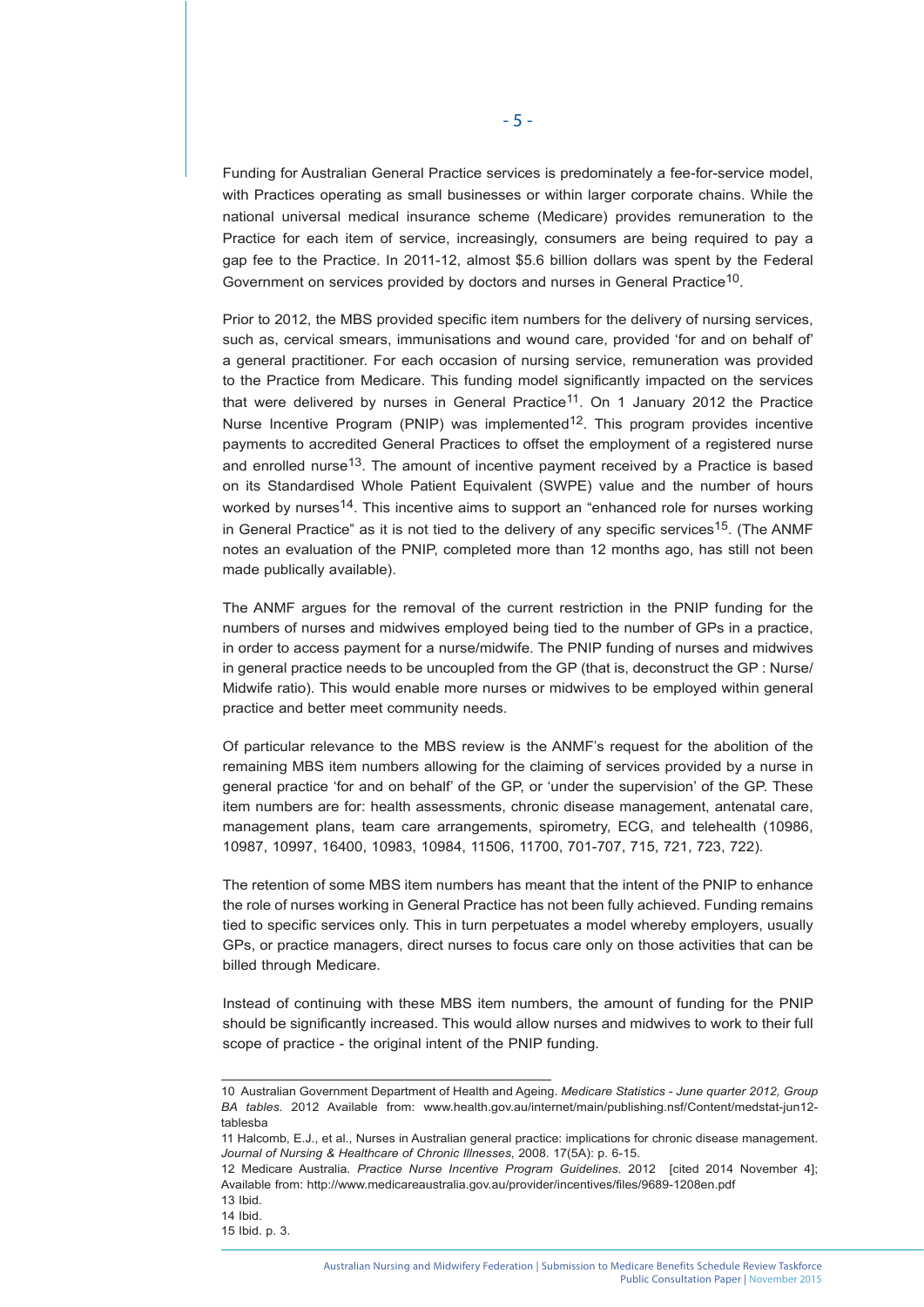Funding for Australian General Practice services is predominately a fee-for-service model, with Practices operating as small businesses or within larger corporate chains. While the national universal medical insurance scheme (Medicare) provides remuneration to the Practice for each item of service, increasingly, consumers are being required to pay a gap fee to the Practice. In 2011-12, almost $5.6 billion dollars was spent by the Federal Government on services provided by doctors and nurses in General Practice[10].

Prior to 2012, the MBS provided specific item numbers for the delivery of nursing services, such as, cervical smears, immunisations and wound care, provided 'for and on behalf of' a general practitioner. For each occasion of nursing service, remuneration was provided to the Practice from Medicare. This funding model significantly impacted on the services that were delivered by nurses in General Practice[11]. On 1 January 2012 the Practice Nurse Incentive Program (PNIP) was implemented[12]. This program provides incentive payments to accredited General Practices to offset the employment of a registered nurse and enrolled nurse[13]. The amount of incentive payment received by a Practice is based on its Standardised Whole Patient Equivalent (SWPE) value and the number of hours worked by nurses[14]. This incentive aims to support an "enhanced role for nurses working in General Practice" as it is not tied to the delivery of any specific services[15]. (The ANMF notes an evaluation of the PNIP, completed more than 12 months ago, has still not been made publically available).

The ANMF argues for the removal of the current restriction in the PNIP funding for the numbers of nurses and midwives employed being tied to the number of GPs in a practice, in order to access payment for a nurse/midwife. The PNIP funding of nurses and midwives in general practice needs to be uncoupled from the GP (that is, deconstruct the GP : Nurse/ Midwife ratio). This would enable more nurses or midwives to be employed within general practice and better meet community needs.

Of particular relevance to the MBS review is the ANMF's request for the abolition of the remaining MBS item numbers allowing for the claiming of services provided by a nurse in general practice 'for and on behalf' of the GP, or 'under the supervision' of the GP. These item numbers are for: health assessments, chronic disease management, antenatal care, management plans, team care arrangements, spirometry, ECG, and telehealth (10986, 10987, 10997, 16400, 10983, 10984, 11506, 11700, 701-707, 715, 721, 723, 722).

The retention of some MBS item numbers has meant that the intent of the PNIP to enhance the role of nurses working in General Practice has not been fully achieved. Funding remains tied to specific services only. This in turn perpetuates a model whereby employers, usually GPs, or practice managers, direct nurses to focus care only on those activities that can be billed through Medicare.

Instead of continuing with these MBS item numbers, the amount of funding for the PNIP should be significantly increased. This would allow nurses and midwives to work to their full scope of practice - the original intent of the PNIP funding.

---

10 Australian Government Department of Health and Ageing. *Medicare Statistics - June quarter 2012, Group BA tables.* 2012 Available from: www.health.gov.au/internet/main/publishing.nsf/Content/medstat-jun12-tablesba

11 Halcomb, E.J., et al., Nurses in Australian general practice: implications for chronic disease management. *Journal of Nursing & Healthcare of Chronic Illnesses*, 2008. 17(5A): p. 6-15.

12 Medicare Australia. *Practice Nurse Incentive Program Guidelines.* 2012 [cited 2014 November 4]; Available from: http://www.medicareaustralia.gov.au/provider/incentives/files/9689-1208en.pdf

13 Ibid.

14 Ibid.

15 Ibid. p. 3.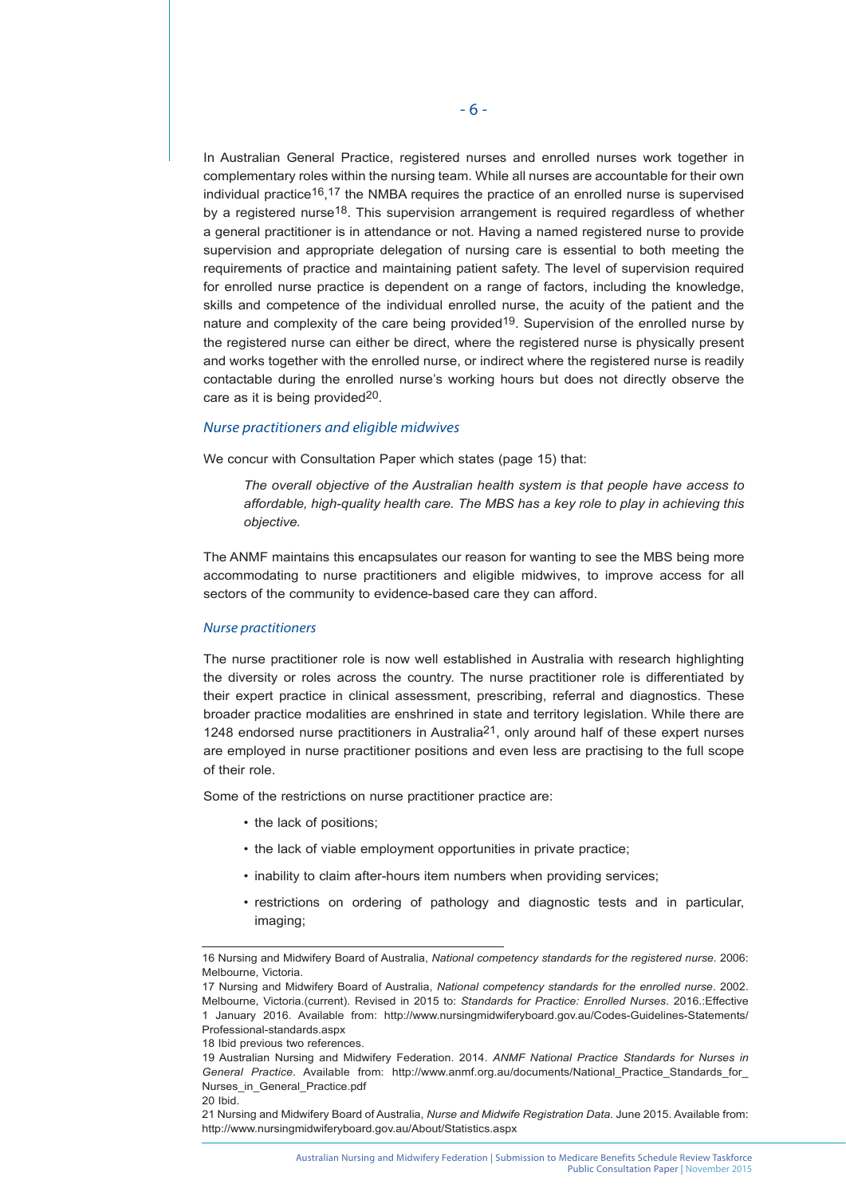In Australian General Practice, registered nurses and enrolled nurses work together in complementary roles within the nursing team. While all nurses are accountable for their own individual practice[16,17] the NMBA requires the practice of an enrolled nurse is supervised by a registered nurse[18]. This supervision arrangement is required regardless of whether a general practitioner is in attendance or not. Having a named registered nurse to provide supervision and appropriate delegation of nursing care is essential to both meeting the requirements of practice and maintaining patient safety. The level of supervision required for enrolled nurse practice is dependent on a range of factors, including the knowledge, skills and competence of the individual enrolled nurse, the acuity of the patient and the nature and complexity of the care being provided[19]. Supervision of the enrolled nurse by the registered nurse can either be direct, where the registered nurse is physically present and works together with the enrolled nurse, or indirect where the registered nurse is readily contactable during the enrolled nurse's working hours but does not directly observe the care as it is being provided[20].

### *Nurse practitioners and eligible midwives*

We concur with Consultation Paper which states (page 15) that:

> *The overall objective of the Australian health system is that people have access to affordable, high-quality health care. The MBS has a key role to play in achieving this objective.*

The ANMF maintains this encapsulates our reason for wanting to see the MBS being more accommodating to nurse practitioners and eligible midwives, to improve access for all sectors of the community to evidence-based care they can afford.

### *Nurse practitioners*

The nurse practitioner role is now well established in Australia with research highlighting the diversity or roles across the country. The nurse practitioner role is differentiated by their expert practice in clinical assessment, prescribing, referral and diagnostics. These broader practice modalities are enshrined in state and territory legislation. While there are 1248 endorsed nurse practitioners in Australia[21], only around half of these expert nurses are employed in nurse practitioner positions and even less are practising to the full scope of their role.

Some of the restrictions on nurse practitioner practice are:

- the lack of positions;
- the lack of viable employment opportunities in private practice;
- inability to claim after-hours item numbers when providing services;
- restrictions on ordering of pathology and diagnostic tests and in particular, imaging;

---

16 Nursing and Midwifery Board of Australia, *National competency standards for the registered nurse*. 2006: Melbourne, Victoria.

17 Nursing and Midwifery Board of Australia, *National competency standards for the enrolled nurse*. 2002. Melbourne, Victoria.(current). Revised in 2015 to: *Standards for Practice: Enrolled Nurses*. 2016.:Effective 1 January 2016. Available from: http://www.nursingmidwiferyboard.gov.au/Codes-Guidelines-Statements/Professional-standards.aspx

18 Ibid previous two references.

19 Australian Nursing and Midwifery Federation. 2014. *ANMF National Practice Standards for Nurses in General Practice*. Available from: http://www.anmf.org.au/documents/National_Practice_Standards_for_Nurses_in_General_Practice.pdf

20 Ibid.

21 Nursing and Midwifery Board of Australia, *Nurse and Midwife Registration Data*. June 2015. Available from: http://www.nursingmidwiferyboard.gov.au/About/Statistics.aspx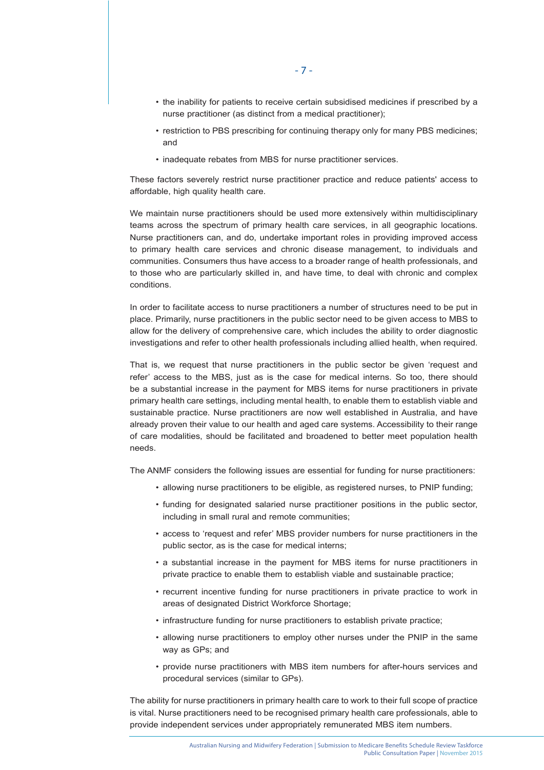- the inability for patients to receive certain subsidised medicines if prescribed by a nurse practitioner (as distinct from a medical practitioner);
- restriction to PBS prescribing for continuing therapy only for many PBS medicines; and
- inadequate rebates from MBS for nurse practitioner services.

These factors severely restrict nurse practitioner practice and reduce patients' access to affordable, high quality health care.

We maintain nurse practitioners should be used more extensively within multidisciplinary teams across the spectrum of primary health care services, in all geographic locations. Nurse practitioners can, and do, undertake important roles in providing improved access to primary health care services and chronic disease management, to individuals and communities. Consumers thus have access to a broader range of health professionals, and to those who are particularly skilled in, and have time, to deal with chronic and complex conditions.

In order to facilitate access to nurse practitioners a number of structures need to be put in place. Primarily, nurse practitioners in the public sector need to be given access to MBS to allow for the delivery of comprehensive care, which includes the ability to order diagnostic investigations and refer to other health professionals including allied health, when required.

That is, we request that nurse practitioners in the public sector be given 'request and refer' access to the MBS, just as is the case for medical interns. So too, there should be a substantial increase in the payment for MBS items for nurse practitioners in private primary health care settings, including mental health, to enable them to establish viable and sustainable practice. Nurse practitioners are now well established in Australia, and have already proven their value to our health and aged care systems. Accessibility to their range of care modalities, should be facilitated and broadened to better meet population health needs.

The ANMF considers the following issues are essential for funding for nurse practitioners:

- allowing nurse practitioners to be eligible, as registered nurses, to PNIP funding;
- funding for designated salaried nurse practitioner positions in the public sector, including in small rural and remote communities;
- access to 'request and refer' MBS provider numbers for nurse practitioners in the public sector, as is the case for medical interns;
- a substantial increase in the payment for MBS items for nurse practitioners in private practice to enable them to establish viable and sustainable practice;
- recurrent incentive funding for nurse practitioners in private practice to work in areas of designated District Workforce Shortage;
- infrastructure funding for nurse practitioners to establish private practice;
- allowing nurse practitioners to employ other nurses under the PNIP in the same way as GPs; and
- provide nurse practitioners with MBS item numbers for after-hours services and procedural services (similar to GPs).

The ability for nurse practitioners in primary health care to work to their full scope of practice is vital. Nurse practitioners need to be recognised primary health care professionals, able to provide independent services under appropriately remunerated MBS item numbers.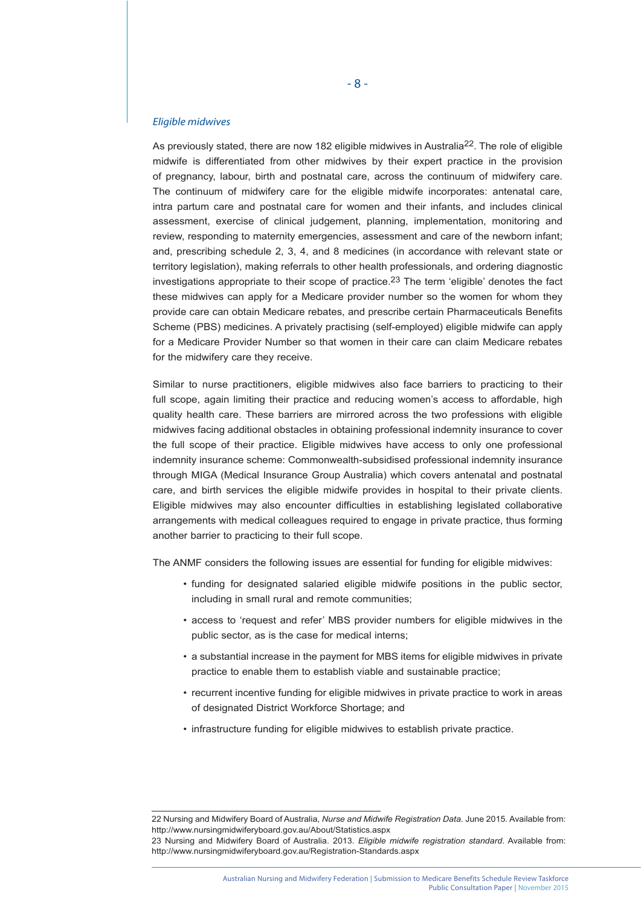*Eligible midwives*

As previously stated, there are now 182 eligible midwives in Australia[22]. The role of eligible midwife is differentiated from other midwives by their expert practice in the provision of pregnancy, labour, birth and postnatal care, across the continuum of midwifery care. The continuum of midwifery care for the eligible midwife incorporates: antenatal care, intra partum care and postnatal care for women and their infants, and includes clinical assessment, exercise of clinical judgement, planning, implementation, monitoring and review, responding to maternity emergencies, assessment and care of the newborn infant; and, prescribing schedule 2, 3, 4, and 8 medicines (in accordance with relevant state or territory legislation), making referrals to other health professionals, and ordering diagnostic investigations appropriate to their scope of practice.[23] The term 'eligible' denotes the fact these midwives can apply for a Medicare provider number so the women for whom they provide care can obtain Medicare rebates, and prescribe certain Pharmaceuticals Benefits Scheme (PBS) medicines. A privately practising (self-employed) eligible midwife can apply for a Medicare Provider Number so that women in their care can claim Medicare rebates for the midwifery care they receive.

Similar to nurse practitioners, eligible midwives also face barriers to practicing to their full scope, again limiting their practice and reducing women's access to affordable, high quality health care. These barriers are mirrored across the two professions with eligible midwives facing additional obstacles in obtaining professional indemnity insurance to cover the full scope of their practice. Eligible midwives have access to only one professional indemnity insurance scheme: Commonwealth-subsidised professional indemnity insurance through MIGA (Medical Insurance Group Australia) which covers antenatal and postnatal care, and birth services the eligible midwife provides in hospital to their private clients. Eligible midwives may also encounter difficulties in establishing legislated collaborative arrangements with medical colleagues required to engage in private practice, thus forming another barrier to practicing to their full scope.

The ANMF considers the following issues are essential for funding for eligible midwives:

- funding for designated salaried eligible midwife positions in the public sector, including in small rural and remote communities;
- access to 'request and refer' MBS provider numbers for eligible midwives in the public sector, as is the case for medical interns;
- a substantial increase in the payment for MBS items for eligible midwives in private practice to enable them to establish viable and sustainable practice;
- recurrent incentive funding for eligible midwives in private practice to work in areas of designated District Workforce Shortage; and
- infrastructure funding for eligible midwives to establish private practice.

---

22 Nursing and Midwifery Board of Australia, *Nurse and Midwife Registration Data*. June 2015. Available from: http://www.nursingmidwiferyboard.gov.au/About/Statistics.aspx

23 Nursing and Midwifery Board of Australia. 2013. *Eligible midwife registration standard*. Available from: http://www.nursingmidwiferyboard.gov.au/Registration-Standards.aspx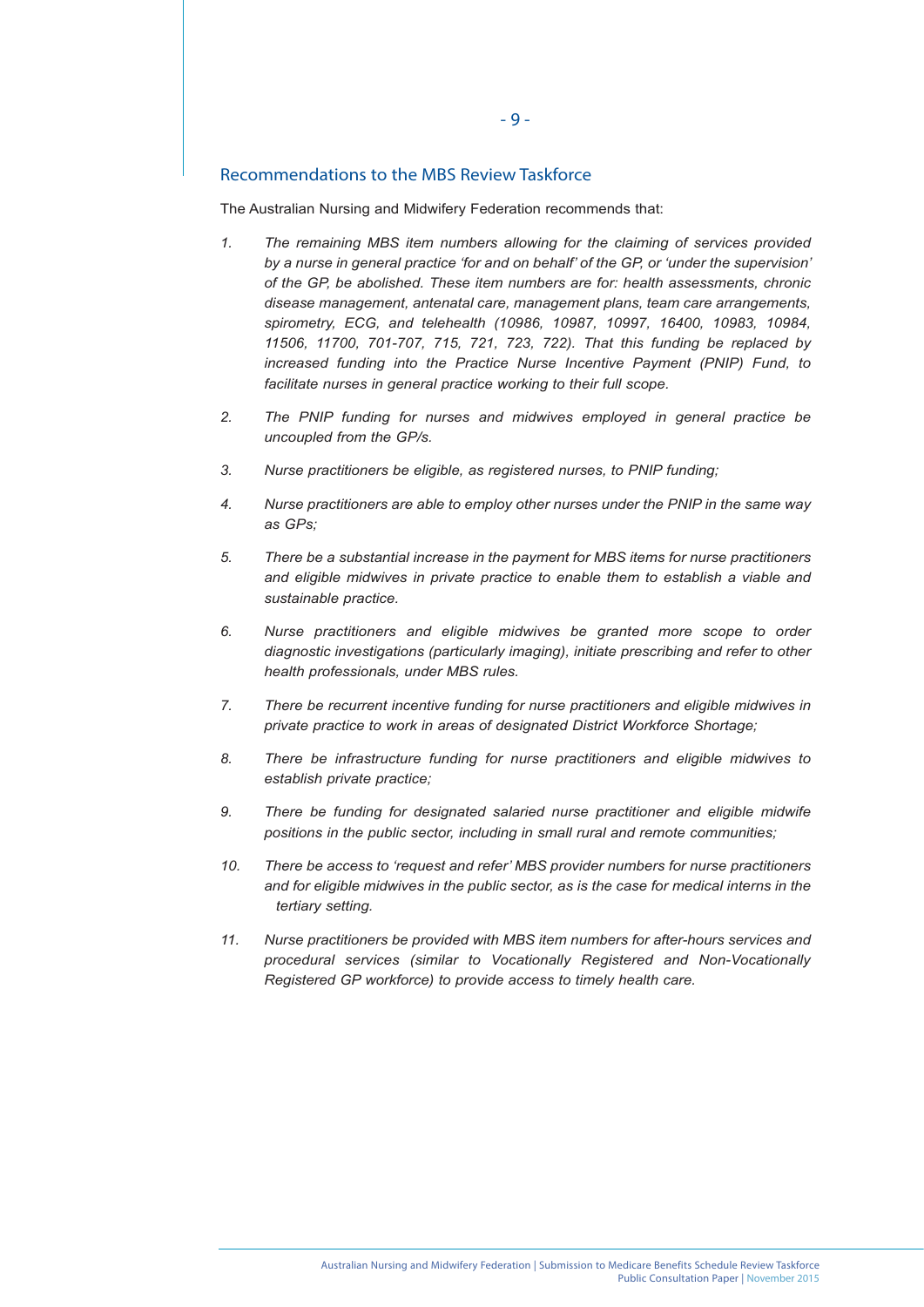## Recommendations to the MBS Review Taskforce

The Australian Nursing and Midwifery Federation recommends that:

1. *The remaining MBS item numbers allowing for the claiming of services provided by a nurse in general practice 'for and on behalf' of the GP, or 'under the supervision' of the GP, be abolished. These item numbers are for: health assessments, chronic disease management, antenatal care, management plans, team care arrangements, spirometry, ECG, and telehealth (10986, 10987, 10997, 16400, 10983, 10984, 11506, 11700, 701-707, 715, 721, 723, 722). That this funding be replaced by increased funding into the Practice Nurse Incentive Payment (PNIP) Fund, to facilitate nurses in general practice working to their full scope.*

2. *The PNIP funding for nurses and midwives employed in general practice be uncoupled from the GP/s.*

3. *Nurse practitioners be eligible, as registered nurses, to PNIP funding;*

4. *Nurse practitioners are able to employ other nurses under the PNIP in the same way as GPs;*

5. *There be a substantial increase in the payment for MBS items for nurse practitioners and eligible midwives in private practice to enable them to establish a viable and sustainable practice.*

6. *Nurse practitioners and eligible midwives be granted more scope to order diagnostic investigations (particularly imaging), initiate prescribing and refer to other health professionals, under MBS rules.*

7. *There be recurrent incentive funding for nurse practitioners and eligible midwives in private practice to work in areas of designated District Workforce Shortage;*

8. *There be infrastructure funding for nurse practitioners and eligible midwives to establish private practice;*

9. *There be funding for designated salaried nurse practitioner and eligible midwife positions in the public sector, including in small rural and remote communities;*

10. *There be access to 'request and refer' MBS provider numbers for nurse practitioners and for eligible midwives in the public sector, as is the case for medical interns in the tertiary setting.*

11. *Nurse practitioners be provided with MBS item numbers for after-hours services and procedural services (similar to Vocationally Registered and Non-Vocationally Registered GP workforce) to provide access to timely health care.*